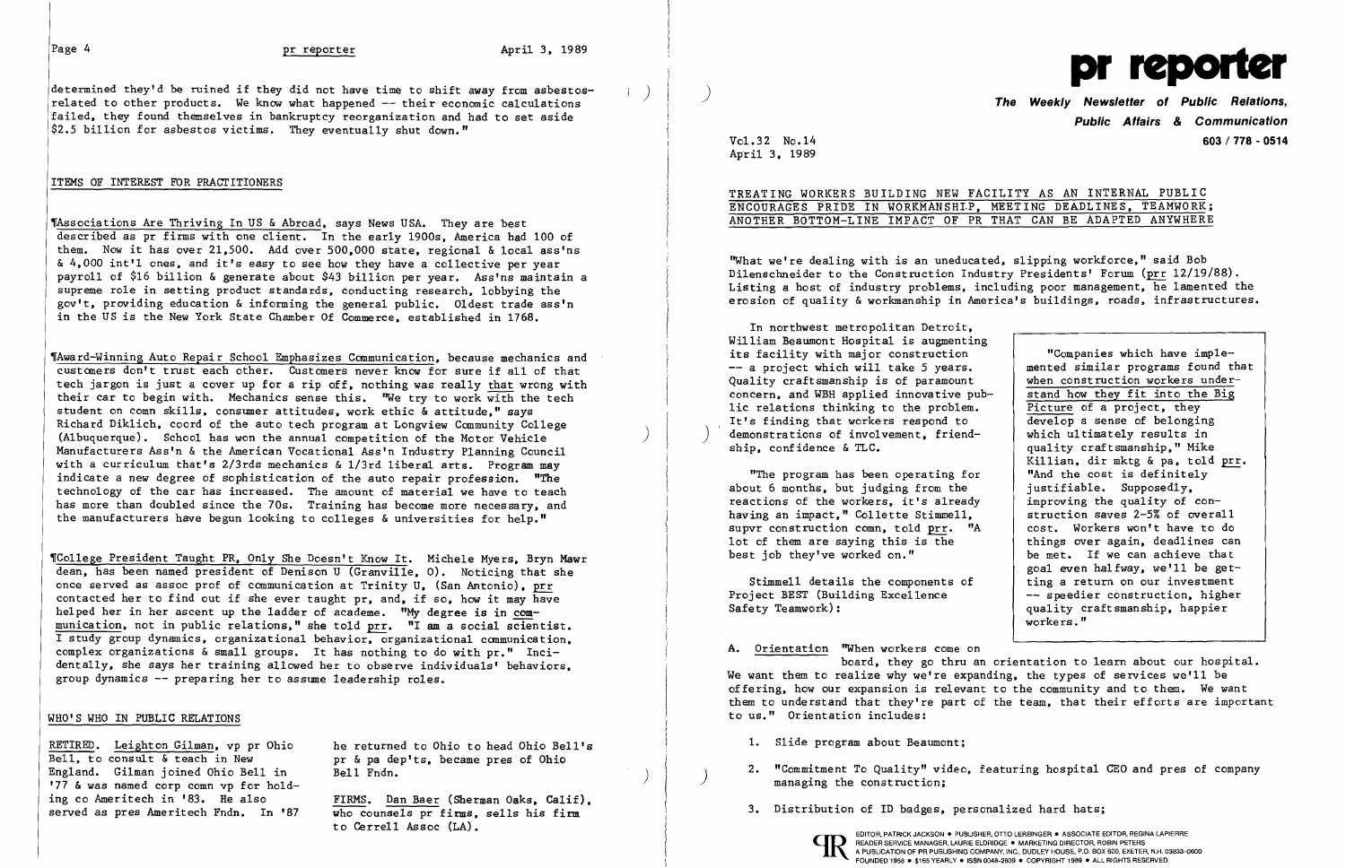determined they'd be ruined if they did not have time to shift away from asbestos-related to other products. We know what happened -- their economic calculations failed, they found themselves in bankruptcy reorganization and had to set aside $2.5 billion for asbestos victims. They eventually shut down."

## ITEMS OF INTEREST FOR PRACTITIONERS

¶Associations Are Thriving In US & Abroad, says News USA. They are best described as pr firms with one client. In the early 1900s, America had 100 of them. Now it has over 21,500. Add over 500,000 state, regional & local ass'ns & 4,000 int'l ones, and it's easy to see how they have a collective per year payroll of $16 billion & generate about $43 billion per year. Ass'ns maintain a supreme role in setting product standards, conducting research, lobbying the gov't, providing education & informing the general public. Oldest trade ass'n in the US is the New York State Chamber Of Commerce, established in 1768.

¶Award-Winning Auto Repair School Emphasizes Communication, because mechanics and customers don't trust each other. Customers never know for sure if all of that tech jargon is just a cover up for a rip off, nothing was really that wrong with their car to begin with. Mechanics sense this. "We try to work with the tech student on comn skills, consumer attitudes, work ethic & attitude," says Richard Diklich, coord of the auto tech program at Longview Community College (Albuquerque). School has won the annual competition of the Motor Vehicle Manufacturers Ass'n & the American Vocational Ass'n Industry Planning Council with a curriculum that's 2/3rds mechanics & 1/3rd liberal arts. Program may indicate a new degree of sophistication of the auto repair profession. "The technology of the car has increased. The amount of material we have to teach has more than doubled since the 70s. Training has become more necessary, and the manufacturers have begun looking to colleges & universities for help."

¶College President Taught PR, Only She Doesn't Know It. Michele Myers, Bryn Mawr dean, has been named president of Denison U (Granville, O). Noticing that she once served as assoc prof of communication at Trinity U, (San Antonio), prr contacted her to find out if she ever taught pr, and, if so, how it may have helped her in her ascent up the ladder of academe. "My degree is in communication, not in public relations," she told prr. "I am a social scientist. I study group dynamics, organizational behavior, organizational communication, complex organizations & small groups. It has nothing to do with pr." Incidentally, she says her training allowed her to observe individuals' behaviors, group dynamics -- preparing her to assume leadership roles.

## WHO'S WHO IN PUBLIC RELATIONS

RETIRED. Leighton Gilman, vp pr Ohio Bell, to consult & teach in New England. Gilman joined Ohio Bell in '77 & was named corp comn vp for holding co Ameritech in '83. He also served as pres Ameritech Fndn. In '87 he returned to Ohio to head Ohio Bell's pr & pa dep'ts, became pres of Ohio Bell Fndn.

FIRMS. Dan Baer (Sherman Oaks, Calif), who counsels pr firms, sells his firm to Cerrell Assoc (LA).

---

# pr reporter

**The Weekly Newsletter of Public Relations, Public Affairs & Communication**

Vol.32 No.14
April 3, 1989

603 / 778 - 0514

## TREATING WORKERS BUILDING NEW FACILITY AS AN INTERNAL PUBLIC ENCOURAGES PRIDE IN WORKMANSHIP, MEETING DEADLINES, TEAMWORK; ANOTHER BOTTOM-LINE IMPACT OF PR THAT CAN BE ADAPTED ANYWHERE

"What we're dealing with is an uneducated, slipping workforce," said Bob Dilenschneider to the Construction Industry Presidents' Forum (prr 12/19/88). Listing a host of industry problems, including poor management, he lamented the erosion of quality & workmanship in America's buildings, roads, infrastructures.

In northwest metropolitan Detroit, William Beaumont Hospital is augmenting its facility with major construction -- a project which will take 5 years. Quality craftsmanship is of paramount concern, and WBH applied innovative public relations thinking to the problem. It's finding that workers respond to demonstrations of involvement, friendship, confidence & TLC.

"The program has been operating for about 6 months, but judging from the reactions of the workers, it's already having an impact," Collette Stimmell, supvr construction comn, told prr. "A lot of them are saying this is the best job they've worked on."

Stimmell details the components of Project BEST (Building Excellence Safety Teamwork):

> "Companies which have implemented similar programs found that when construction workers understand how they fit into the Big Picture of a project, they develop a sense of belonging which ultimately results in quality craftsmanship," Mike Killian, dir mktg & pa, told prr. "And the cost is definitely justifiable. Supposedly, improving the quality of construction saves 2-5% of overall cost. Workers won't have to do things over again, deadlines can be met. If we can achieve that goal even halfway, we'll be getting a return on our investment -- speedier construction, higher quality craftsmanship, happier workers."

A. Orientation "When workers come on board, they go thru an orientation to learn about our hospital. We want them to realize why we're expanding, the types of services we'll be offering, how our expansion is relevant to the community and to them. We want them to understand that they're part of the team, that their efforts are important to us." Orientation includes:

1. Slide program about Beaumont;
2. "Commitment To Quality" video, featuring hospital CEO and pres of company managing the construction;
3. Distribution of ID badges, personalized hard hats;

EDITOR, PATRICK JACKSON • PUBLISHER, OTTO LERBINGER • ASSOCIATE EDITOR, REGINA LAPIERRE
READER SERVICE MANAGER, LAURIE ELDRIDGE • MARKETING DIRECTOR, ROBIN PETERS
A PUBLICATION OF PR PUBLISHING COMPANY, INC., DUDLEY HOUSE, P.O. BOX 600, EXETER, N.H. 03833-0600
FOUNDED 1958 • $165 YEARLY • ISSN 0048-2609 • COPYRIGHT 1989 • ALL RIGHTS RESERVED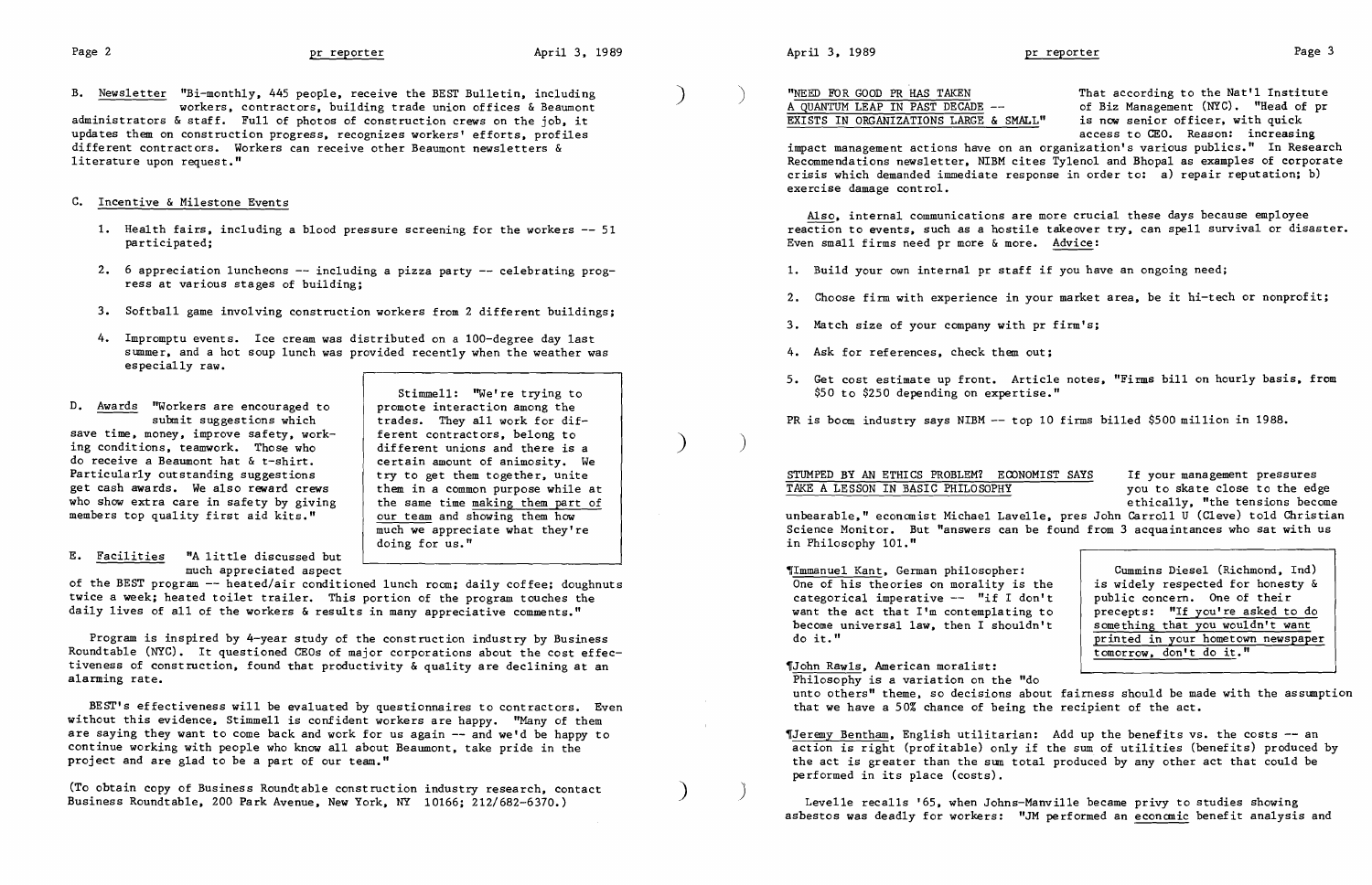B. Newsletter "Bi-monthly, 445 people, receive the BEST Bulletin, including workers, contractors, building trade union offices & Beaumont administrators & staff. Full of photos of construction crews on the job, it updates them on construction progress, recognizes workers' efforts, profiles different contractors. Workers can receive other Beaumont newsletters & literature upon request."

C. Incentive & Milestone Events

1. Health fairs, including a blood pressure screening for the workers -- 51 participated;
2. 6 appreciation luncheons -- including a pizza party -- celebrating progress at various stages of building;
3. Softball game involving construction workers from 2 different buildings;
4. Impromptu events. Ice cream was distributed on a 100-degree day last summer, and a hot soup lunch was provided recently when the weather was especially raw.

D. Awards "Workers are encouraged to submit suggestions which save time, money, improve safety, working conditions, teamwork. Those who do receive a Beaumont hat & t-shirt. Particularly outstanding suggestions get cash awards. We also reward crews who show extra care in safety by giving members top quality first aid kits."

> Stimmell: "We're trying to promote interaction among the trades. They all work for different contractors, belong to different unions and there is a certain amount of animosity. We try to get them together, unite them in a common purpose while at the same time making them part of our team and showing them how much we appreciate what they're doing for us."

E. Facilities "A little discussed but much appreciated aspect of the BEST program -- heated/air conditioned lunch room; daily coffee; doughnuts twice a week; heated toilet trailer. This portion of the program touches the daily lives of all of the workers & results in many appreciative comments."

Program is inspired by 4-year study of the construction industry by Business Roundtable (NYC). It questioned CEOs of major corporations about the cost effectiveness of construction, found that productivity & quality are declining at an alarming rate.

BEST's effectiveness will be evaluated by questionnaires to contractors. Even without this evidence, Stimmell is confident workers are happy. "Many of them are saying they want to come back and work for us again -- and we'd be happy to continue working with people who know all about Beaumont, take pride in the project and are glad to be a part of our team."

(To obtain copy of Business Roundtable construction industry research, contact Business Roundtable, 200 Park Avenue, New York, NY 10166; 212/682-6370.)

"NEED FOR GOOD PR HAS TAKEN A QUANTUM LEAP IN PAST DECADE -- EXISTS IN ORGANIZATIONS LARGE & SMALL" That according to the Nat'l Institute of Biz Management (NYC). "Head of pr is now senior officer, with quick access to CEO. Reason: increasing impact management actions have on an organization's various publics." In Research Recommendations newsletter, NIBM cites Tylenol and Bhopal as examples of corporate crisis which demanded immediate response in order to: a) repair reputation; b) exercise damage control.

Also, internal communications are more crucial these days because employee reaction to events, such as a hostile takeover try, can spell survival or disaster. Even small firms need pr more & more. Advice:

1. Build your own internal pr staff if you have an ongoing need;
2. Choose firm with experience in your market area, be it hi-tech or nonprofit;
3. Match size of your company with pr firm's;
4. Ask for references, check them out;
5. Get cost estimate up front. Article notes, "Firms bill on hourly basis, from \$50 to \$250 depending on expertise."

PR is boom industry says NIBM -- top 10 firms billed \$500 million in 1988.

STUMPED BY AN ETHICS PROBLEM? ECONOMIST SAYS TAKE A LESSON IN BASIC PHILOSOPHY If your management pressures you to skate close to the edge ethically, "the tensions become unbearable," economist Michael Lavelle, pres John Carroll U (Cleve) told Christian Science Monitor. But "answers can be found from 3 acquaintances who sat with us in Philosophy 101."

¶Immanuel Kant, German philosopher: One of his theories on morality is the categorical imperative -- "if I don't want the act that I'm contemplating to become universal law, then I shouldn't do it."

> Cummins Diesel (Richmond, Ind) is widely respected for honesty & public concern. One of their precepts: "If you're asked to do something that you wouldn't want printed in your hometown newspaper tomorrow, don't do it."

¶John Rawls, American moralist: Philosophy is a variation on the "do unto others" theme, so decisions about fairness should be made with the assumption that we have a 50% chance of being the recipient of the act.

¶Jeremy Bentham, English utilitarian: Add up the benefits vs. the costs -- an action is right (profitable) only if the sum of utilities (benefits) produced by the act is greater than the sum total produced by any other act that could be performed in its place (costs).

Levelle recalls '65, when Johns-Manville became privy to studies showing asbestos was deadly for workers: "JM performed an economic benefit analysis and